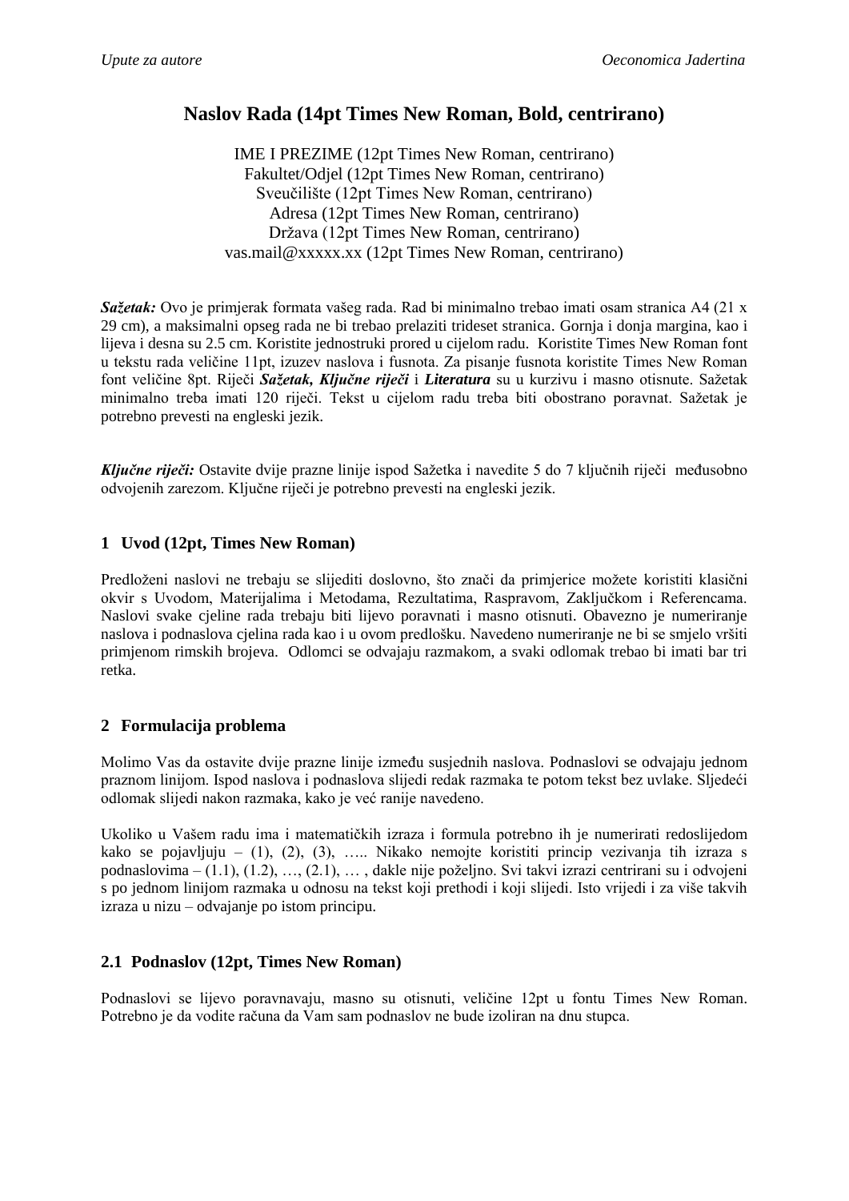# Naslov Rada (14pt Times New Roman, Bold, centrirano)

IME I PREZIME (12pt Times New Roman, centrirano)
Fakultet/Odjel (12pt Times New Roman, centrirano)
Sveučilište (12pt Times New Roman, centrirano)
Adresa (12pt Times New Roman, centrirano)
Država (12pt Times New Roman, centrirano)
vas.mail@xxxxx.xx (12pt Times New Roman, centrirano)

***Sažetak:*** Ovo je primjerak formata vašeg rada. Rad bi minimalno trebao imati osam stranica A4 (21 x 29 cm), a maksimalni opseg rada ne bi trebao prelaziti trideset stranica. Gornja i donja margina, kao i lijeva i desna su 2.5 cm. Koristite jednostruki prored u cijelom radu. Koristite Times New Roman font u tekstu rada veličine 11pt, izuzev naslova i fusnota. Za pisanje fusnota koristite Times New Roman font veličine 8pt. Riječi ***Sažetak, Ključne riječi*** i ***Literatura*** su u kurzivu i masno otisnute. Sažetak minimalno treba imati 120 riječi. Tekst u cijelom radu treba biti obostrano poravnat. Sažetak je potrebno prevesti na engleski jezik.

***Ključne riječi:*** Ostavite dvije prazne linije ispod Sažetka i navedite 5 do 7 ključnih riječi međusobno odvojenih zarezom. Ključne riječi je potrebno prevesti na engleski jezik.

## 1 Uvod (12pt, Times New Roman)

Predloženi naslovi ne trebaju se slijediti doslovno, što znači da primjerice možete koristiti klasični okvir s Uvodom, Materijalima i Metodama, Rezultatima, Raspravom, Zaključkom i Referencama. Naslovi svake cjeline rada trebaju biti lijevo poravnati i masno otisnuti. Obavezno je numeriranje naslova i podnaslova cjelina rada kao i u ovom predlošku. Navedeno numeriranje ne bi se smjelo vršiti primjenom rimskih brojeva. Odlomci se odvajaju razmakom, a svaki odlomak trebao bi imati bar tri retka.

## 2 Formulacija problema

Molimo Vas da ostavite dvije prazne linije između susjednih naslova. Podnaslovi se odvajaju jednom praznom linijom. Ispod naslova i podnaslova slijedi redak razmaka te potom tekst bez uvlake. Sljedeći odlomak slijedi nakon razmaka, kako je već ranije navedeno.

Ukoliko u Vašem radu ima i matematičkih izraza i formula potrebno ih je numerirati redoslijedom kako se pojavljuju – (1), (2), (3), ….. Nikako nemojte koristiti princip vezivanja tih izraza s podnaslovima – (1.1), (1.2), …, (2.1), … , dakle nije poželjno. Svi takvi izrazi centrirani su i odvojeni s po jednom linijom razmaka u odnosu na tekst koji prethodi i koji slijedi. Isto vrijedi i za više takvih izraza u nizu – odvajanje po istom principu.

### 2.1 Podnaslov (12pt, Times New Roman)

Podnaslovi se lijevo poravnavaju, masno su otisnuti, veličine 12pt u fontu Times New Roman. Potrebno je da vodite računa da Vam sam podnaslov ne bude izoliran na dnu stupca.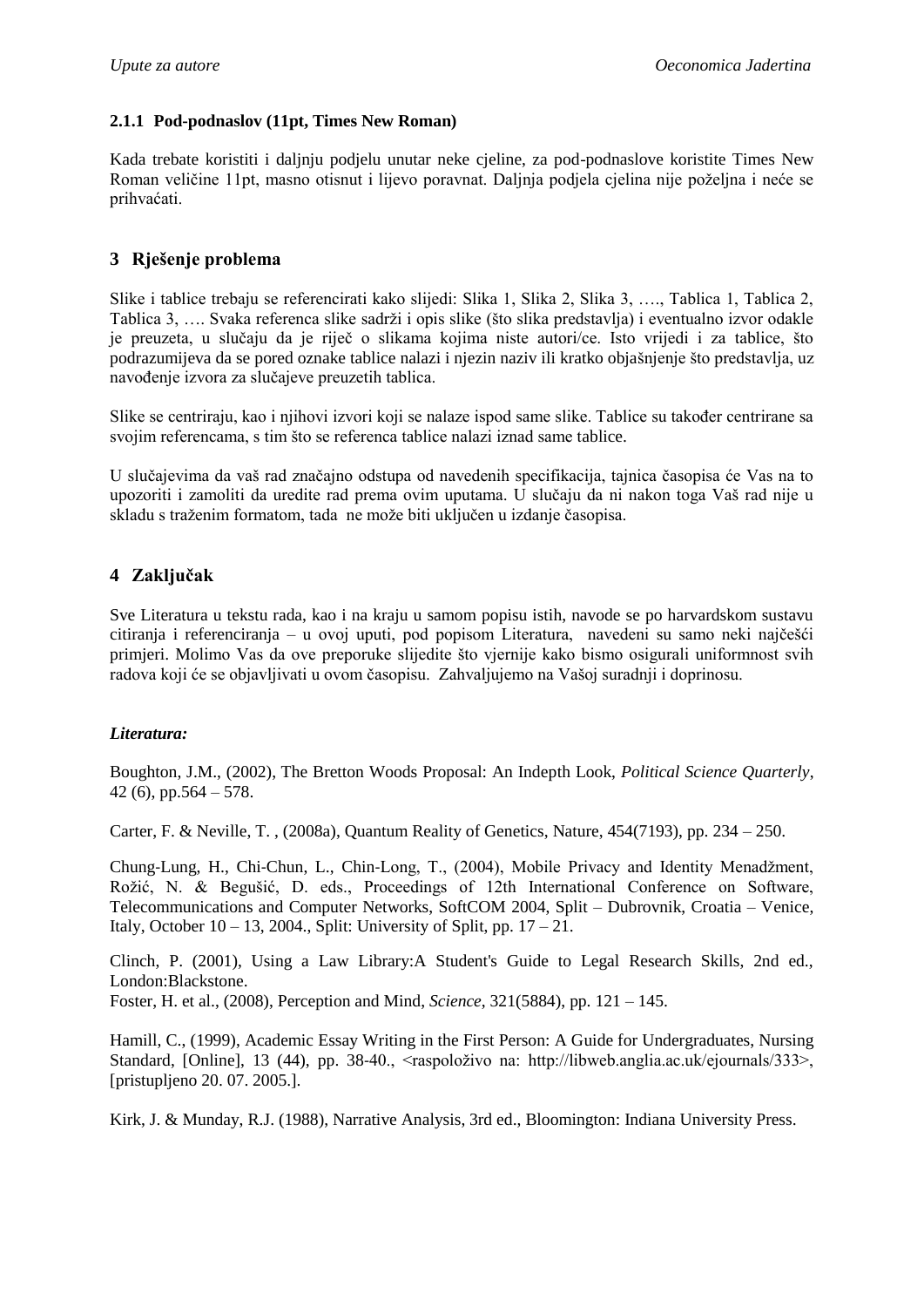### 2.1.1 Pod-podnaslov (11pt, Times New Roman)

Kada trebate koristiti i daljnju podjelu unutar neke cjeline, za pod-podnaslove koristite Times New Roman veličine 11pt, masno otisnut i lijevo poravnat. Daljnja podjela cjelina nije poželjna i neće se prihvaćati.

## 3 Rješenje problema

Slike i tablice trebaju se referencirati kako slijedi: Slika 1, Slika 2, Slika 3, …., Tablica 1, Tablica 2, Tablica 3, …. Svaka referenca slike sadrži i opis slike (što slika predstavlja) i eventualno izvor odakle je preuzeta, u slučaju da je riječ o slikama kojima niste autori/ce. Isto vrijedi i za tablice, što podrazumijeva da se pored oznake tablice nalazi i njezin naziv ili kratko objašnjenje što predstavlja, uz navođenje izvora za slučajeve preuzetih tablica.

Slike se centriraju, kao i njihovi izvori koji se nalaze ispod same slike. Tablice su također centrirane sa svojim referencama, s tim što se referenca tablice nalazi iznad same tablice.

U slučajevima da vaš rad značajno odstupa od navedenih specifikacija, tajnica časopisa će Vas na to upozoriti i zamoliti da uredite rad prema ovim uputama. U slučaju da ni nakon toga Vaš rad nije u skladu s traženim formatom, tada ne može biti uključen u izdanje časopisa.

## 4 Zaključak

Sve Literatura u tekstu rada, kao i na kraju u samom popisu istih, navode se po harvardskom sustavu citiranja i referenciranja – u ovoj uputi, pod popisom Literatura, navedeni su samo neki najčešći primjeri. Molimo Vas da ove preporuke slijedite što vjernije kako bismo osigurali uniformnost svih radova koji će se objavljivati u ovom časopisu. Zahvaljujemo na Vašoj suradnji i doprinosu.

***Literatura:***

Boughton, J.M., (2002), The Bretton Woods Proposal: An Indepth Look, *Political Science Quarterly*, 42 (6), pp.564 – 578.

Carter, F. & Neville, T. , (2008a), Quantum Reality of Genetics, Nature, 454(7193), pp. 234 – 250.

Chung-Lung, H., Chi-Chun, L., Chin-Long, T., (2004), Mobile Privacy and Identity Menadžment, Rožić, N. & Begušić, D. eds., Proceedings of 12th International Conference on Software, Telecommunications and Computer Networks, SoftCOM 2004, Split – Dubrovnik, Croatia – Venice, Italy, October 10 – 13, 2004., Split: University of Split, pp. 17 – 21.

Clinch, P. (2001), Using a Law Library:A Student's Guide to Legal Research Skills, 2nd ed., London:Blackstone.

Foster, H. et al., (2008), Perception and Mind, *Science*, 321(5884), pp. 121 – 145.

Hamill, C., (1999), Academic Essay Writing in the First Person: A Guide for Undergraduates, Nursing Standard, [Online], 13 (44), pp. 38-40., <raspoloživo na: http://libweb.anglia.ac.uk/ejournals/333>, [pristupljeno 20. 07. 2005.].

Kirk, J. & Munday, R.J. (1988), Narrative Analysis, 3rd ed., Bloomington: Indiana University Press.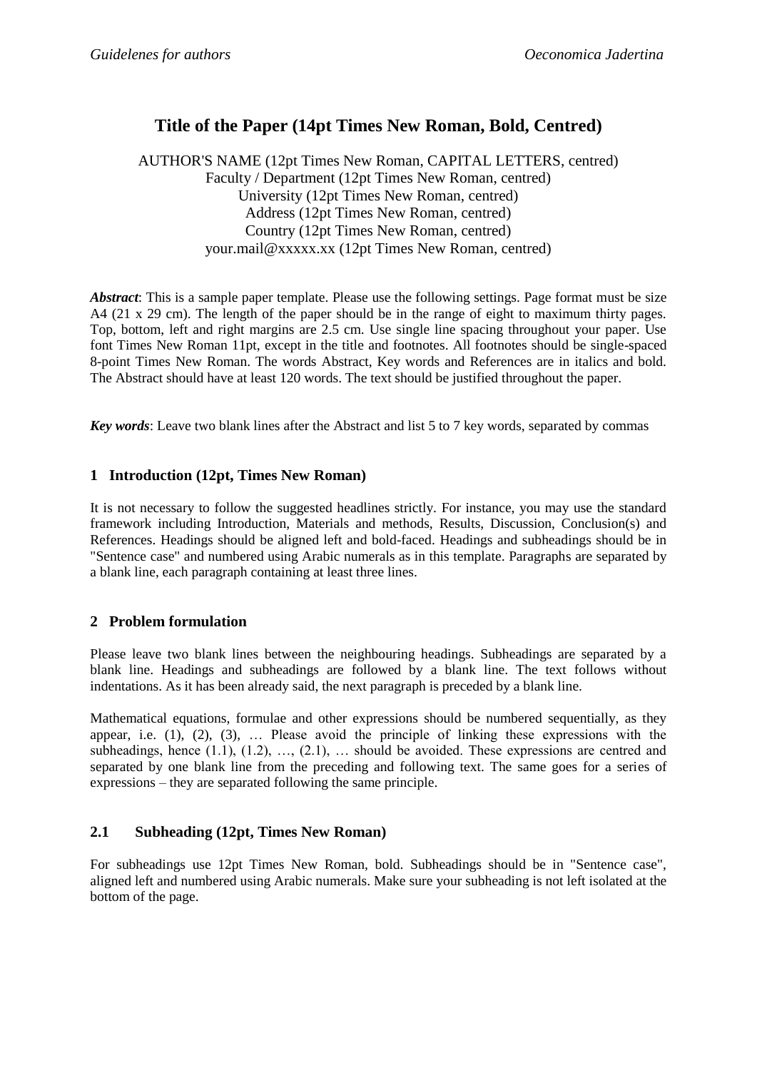# Title of the Paper (14pt Times New Roman, Bold, Centred)

AUTHOR'S NAME (12pt Times New Roman, CAPITAL LETTERS, centred)
Faculty / Department (12pt Times New Roman, centred)
University (12pt Times New Roman, centred)
Address (12pt Times New Roman, centred)
Country (12pt Times New Roman, centred)
your.mail@xxxxx.xx (12pt Times New Roman, centred)

***Abstract***: This is a sample paper template. Please use the following settings. Page format must be size A4 (21 x 29 cm). The length of the paper should be in the range of eight to maximum thirty pages. Top, bottom, left and right margins are 2.5 cm. Use single line spacing throughout your paper. Use font Times New Roman 11pt, except in the title and footnotes. All footnotes should be single-spaced 8-point Times New Roman. The words Abstract, Key words and References are in italics and bold. The Abstract should have at least 120 words. The text should be justified throughout the paper.

***Key words***: Leave two blank lines after the Abstract and list 5 to 7 key words, separated by commas

## 1 Introduction (12pt, Times New Roman)

It is not necessary to follow the suggested headlines strictly. For instance, you may use the standard framework including Introduction, Materials and methods, Results, Discussion, Conclusion(s) and References. Headings should be aligned left and bold-faced. Headings and subheadings should be in "Sentence case" and numbered using Arabic numerals as in this template. Paragraphs are separated by a blank line, each paragraph containing at least three lines.

## 2 Problem formulation

Please leave two blank lines between the neighbouring headings. Subheadings are separated by a blank line. Headings and subheadings are followed by a blank line. The text follows without indentations. As it has been already said, the next paragraph is preceded by a blank line.

Mathematical equations, formulae and other expressions should be numbered sequentially, as they appear, i.e. (1), (2), (3), … Please avoid the principle of linking these expressions with the subheadings, hence (1.1), (1.2), …, (2.1), … should be avoided. These expressions are centred and separated by one blank line from the preceding and following text. The same goes for a series of expressions – they are separated following the same principle.

### 2.1 Subheading (12pt, Times New Roman)

For subheadings use 12pt Times New Roman, bold. Subheadings should be in "Sentence case", aligned left and numbered using Arabic numerals. Make sure your subheading is not left isolated at the bottom of the page.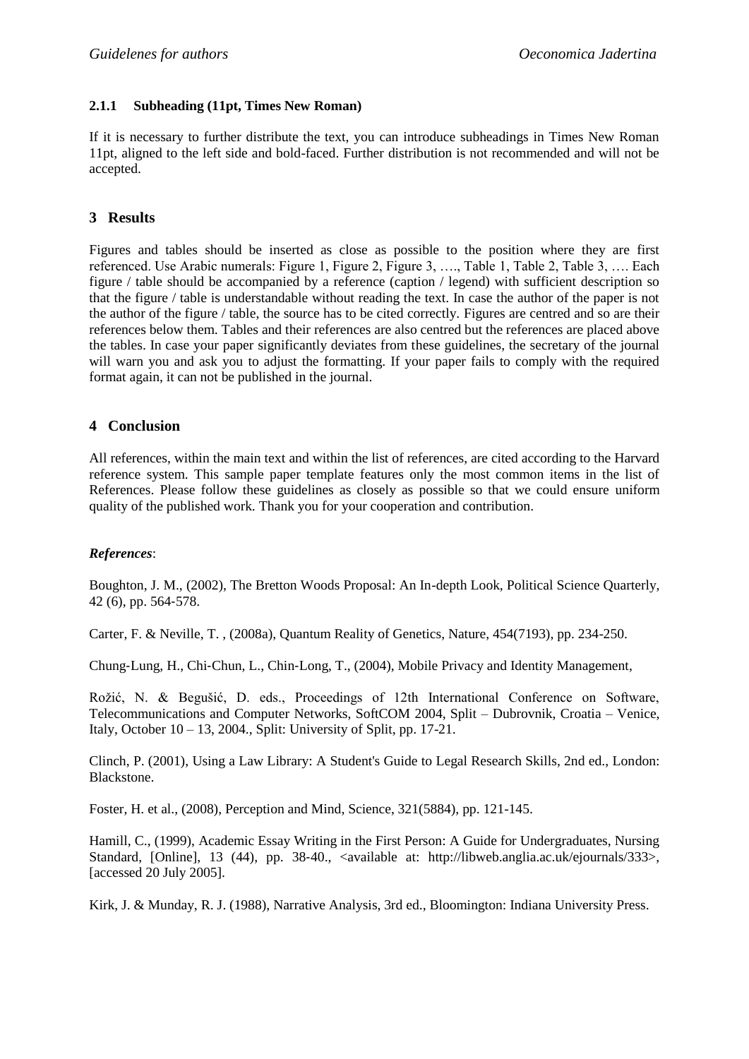#### 2.1.1 Subheading (11pt, Times New Roman)

If it is necessary to further distribute the text, you can introduce subheadings in Times New Roman 11pt, aligned to the left side and bold-faced. Further distribution is not recommended and will not be accepted.

## 3 Results

Figures and tables should be inserted as close as possible to the position where they are first referenced. Use Arabic numerals: Figure 1, Figure 2, Figure 3, …., Table 1, Table 2, Table 3, …. Each figure / table should be accompanied by a reference (caption / legend) with sufficient description so that the figure / table is understandable without reading the text. In case the author of the paper is not the author of the figure / table, the source has to be cited correctly. Figures are centred and so are their references below them. Tables and their references are also centred but the references are placed above the tables. In case your paper significantly deviates from these guidelines, the secretary of the journal will warn you and ask you to adjust the formatting. If your paper fails to comply with the required format again, it can not be published in the journal.

## 4 Conclusion

All references, within the main text and within the list of references, are cited according to the Harvard reference system. This sample paper template features only the most common items in the list of References. Please follow these guidelines as closely as possible so that we could ensure uniform quality of the published work. Thank you for your cooperation and contribution.

***References***:

Boughton, J. M., (2002), The Bretton Woods Proposal: An In-depth Look, Political Science Quarterly, 42 (6), pp. 564-578.

Carter, F. & Neville, T. , (2008a), Quantum Reality of Genetics, Nature, 454(7193), pp. 234-250.

Chung-Lung, H., Chi-Chun, L., Chin-Long, T., (2004), Mobile Privacy and Identity Management,

Rožić, N. & Begušić, D. eds., Proceedings of 12th International Conference on Software, Telecommunications and Computer Networks, SoftCOM 2004, Split – Dubrovnik, Croatia – Venice, Italy, October 10 – 13, 2004., Split: University of Split, pp. 17-21.

Clinch, P. (2001), Using a Law Library: A Student's Guide to Legal Research Skills, 2nd ed., London: Blackstone.

Foster, H. et al., (2008), Perception and Mind, Science, 321(5884), pp. 121-145.

Hamill, C., (1999), Academic Essay Writing in the First Person: A Guide for Undergraduates, Nursing Standard, [Online], 13 (44), pp. 38-40., <available at: http://libweb.anglia.ac.uk/ejournals/333>, [accessed 20 July 2005].

Kirk, J. & Munday, R. J. (1988), Narrative Analysis, 3rd ed., Bloomington: Indiana University Press.